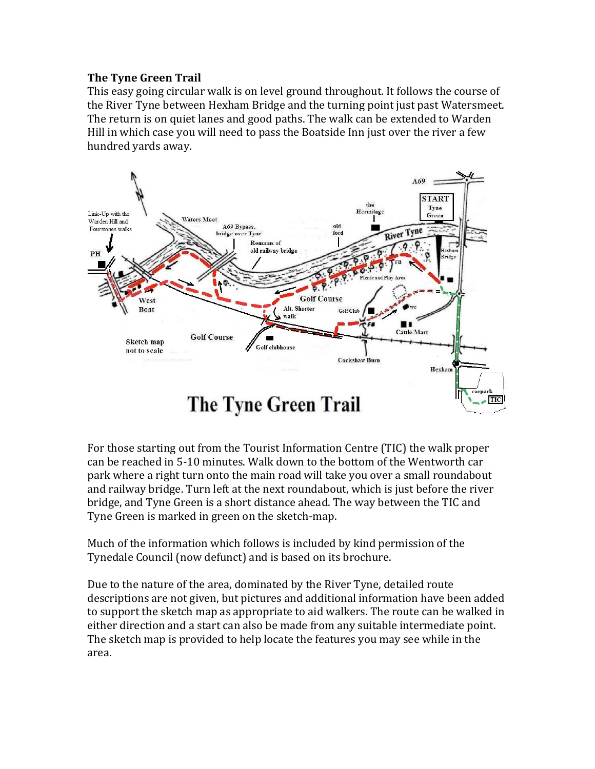**The Tyne Green Trail**

This easy going circular walk is on level ground throughout. It follows the course of the River Tyne between Hexham Bridge and the turning point just past Watersmeet. The return is on quiet lanes and good paths. The walk can be extended to Warden Hill in which case you will need to pass the Boatside Inn just over the river a few hundred yards away.

For those starting out from the Tourist Information Centre (TIC) the walk proper can be reached in 5-10 minutes. Walk down to the bottom of the Wentworth car park where a right turn onto the main road will take you over a small roundabout and railway bridge. Turn left at the next roundabout, which is just before the river bridge, and Tyne Green is a short distance ahead. The way between the TIC and Tyne Green is marked in green on the sketch-map.

Much of the information which follows is included by kind permission of the Tynedale Council (now defunct) and is based on its brochure.

Due to the nature of the area, dominated by the River Tyne, detailed route descriptions are not given, but pictures and additional information have been added to support the sketch map as appropriate to aid walkers. The route can be walked in either direction and a start can also be made from any suitable intermediate point. The sketch map is provided to help locate the features you may see while in the area.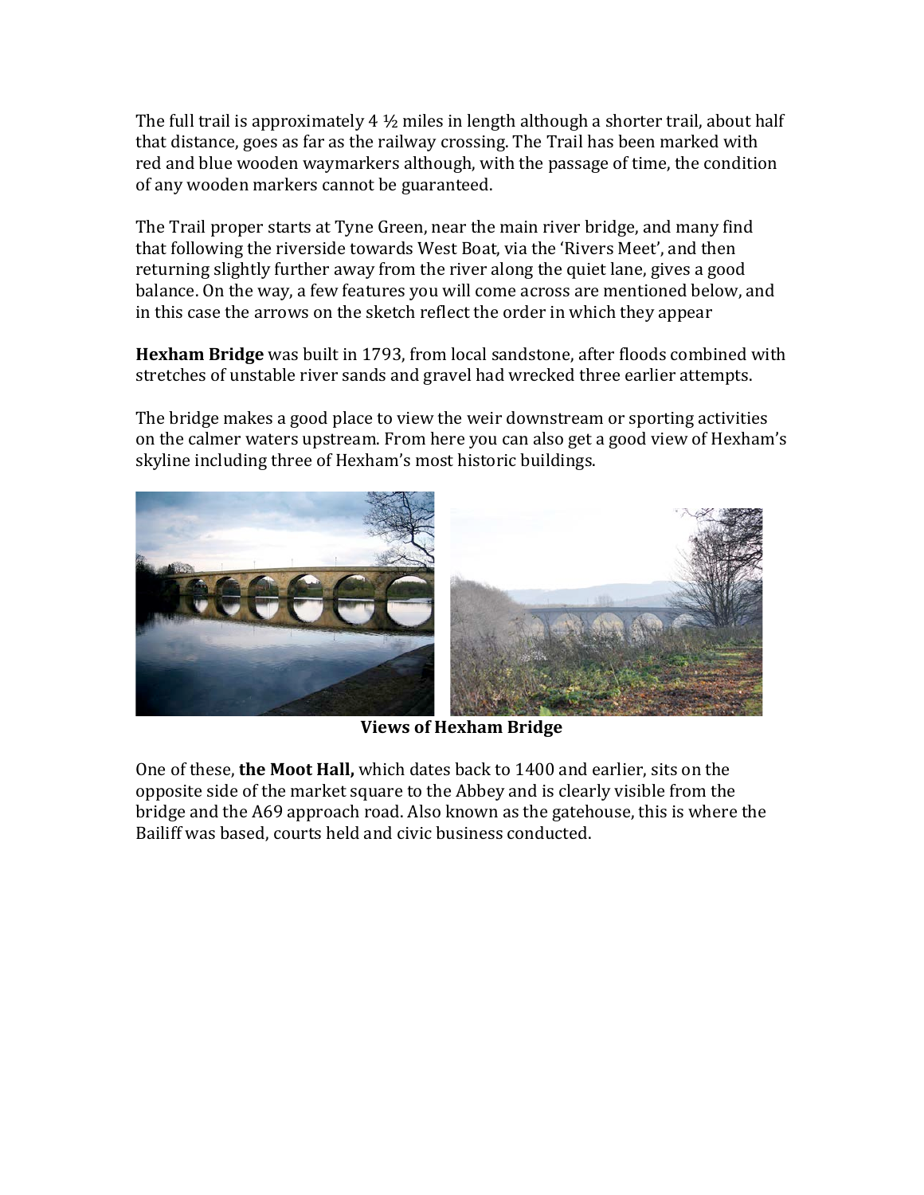The full trail is approximately 4 ½ miles in length although a shorter trail, about half that distance, goes as far as the railway crossing. The Trail has been marked with red and blue wooden waymarkers although, with the passage of time, the condition of any wooden markers cannot be guaranteed.

The Trail proper starts at Tyne Green, near the main river bridge, and many find that following the riverside towards West Boat, via the 'Rivers Meet', and then returning slightly further away from the river along the quiet lane, gives a good balance. On the way, a few features you will come across are mentioned below, and in this case the arrows on the sketch reflect the order in which they appear

**Hexham Bridge** was built in 1793, from local sandstone, after floods combined with stretches of unstable river sands and gravel had wrecked three earlier attempts.

The bridge makes a good place to view the weir downstream or sporting activities on the calmer waters upstream. From here you can also get a good view of Hexham's skyline including three of Hexham's most historic buildings.

**Views of Hexham Bridge**

One of these, **the Moot Hall,** which dates back to 1400 and earlier, sits on the opposite side of the market square to the Abbey and is clearly visible from the bridge and the A69 approach road. Also known as the gatehouse, this is where the Bailiff was based, courts held and civic business conducted.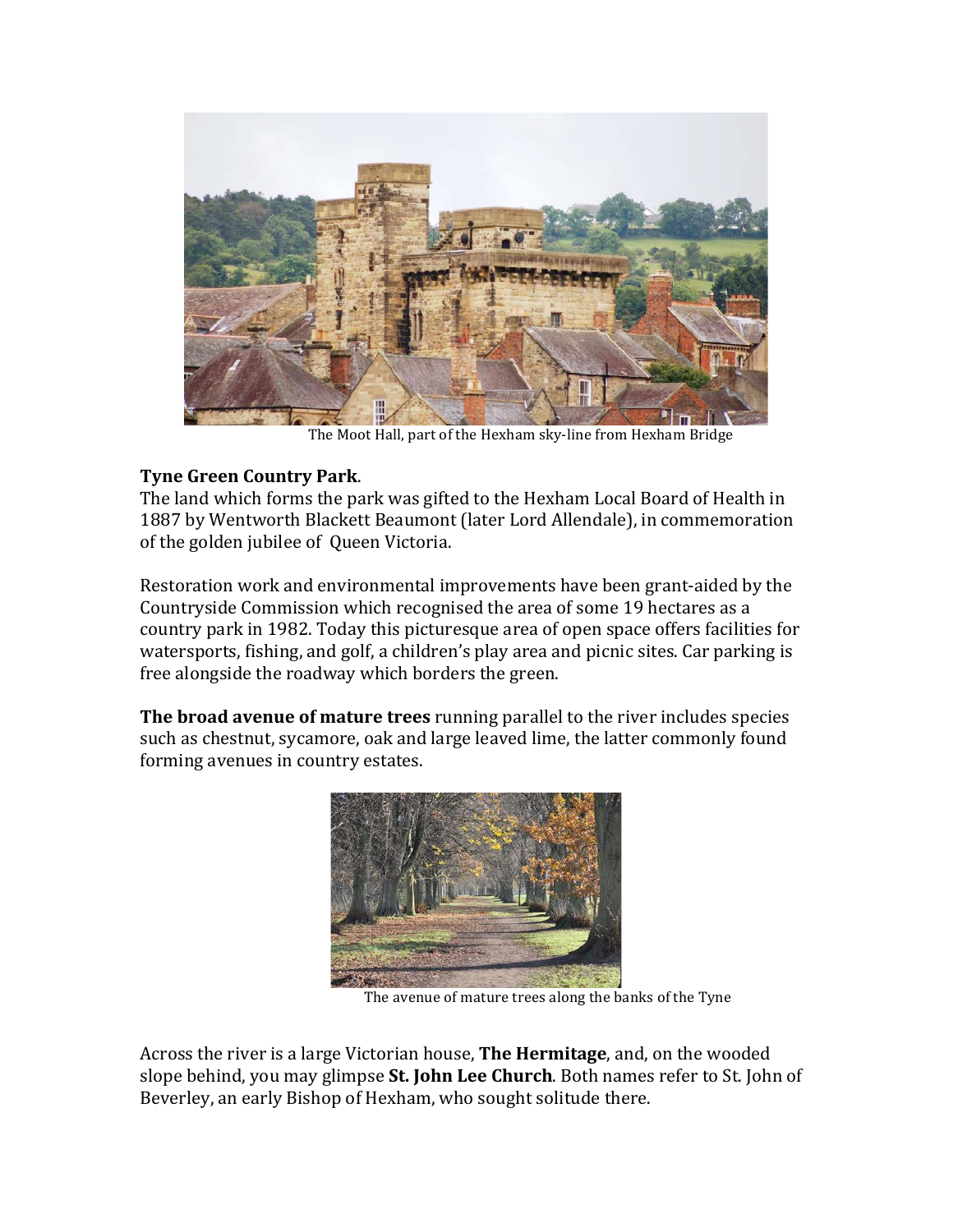The Moot Hall, part of the Hexham sky-line from Hexham Bridge

**Tyne Green Country Park**.

The land which forms the park was gifted to the Hexham Local Board of Health in 1887 by Wentworth Blackett Beaumont (later Lord Allendale), in commemoration of the golden jubilee of Queen Victoria.

Restoration work and environmental improvements have been grant-aided by the Countryside Commission which recognised the area of some 19 hectares as a country park in 1982. Today this picturesque area of open space offers facilities for watersports, fishing, and golf, a children's play area and picnic sites. Car parking is free alongside the roadway which borders the green.

**The broad avenue of mature trees** running parallel to the river includes species such as chestnut, sycamore, oak and large leaved lime, the latter commonly found forming avenues in country estates.

The avenue of mature trees along the banks of the Tyne

Across the river is a large Victorian house, **The Hermitage**, and, on the wooded slope behind, you may glimpse **St. John Lee Church**. Both names refer to St. John of Beverley, an early Bishop of Hexham, who sought solitude there.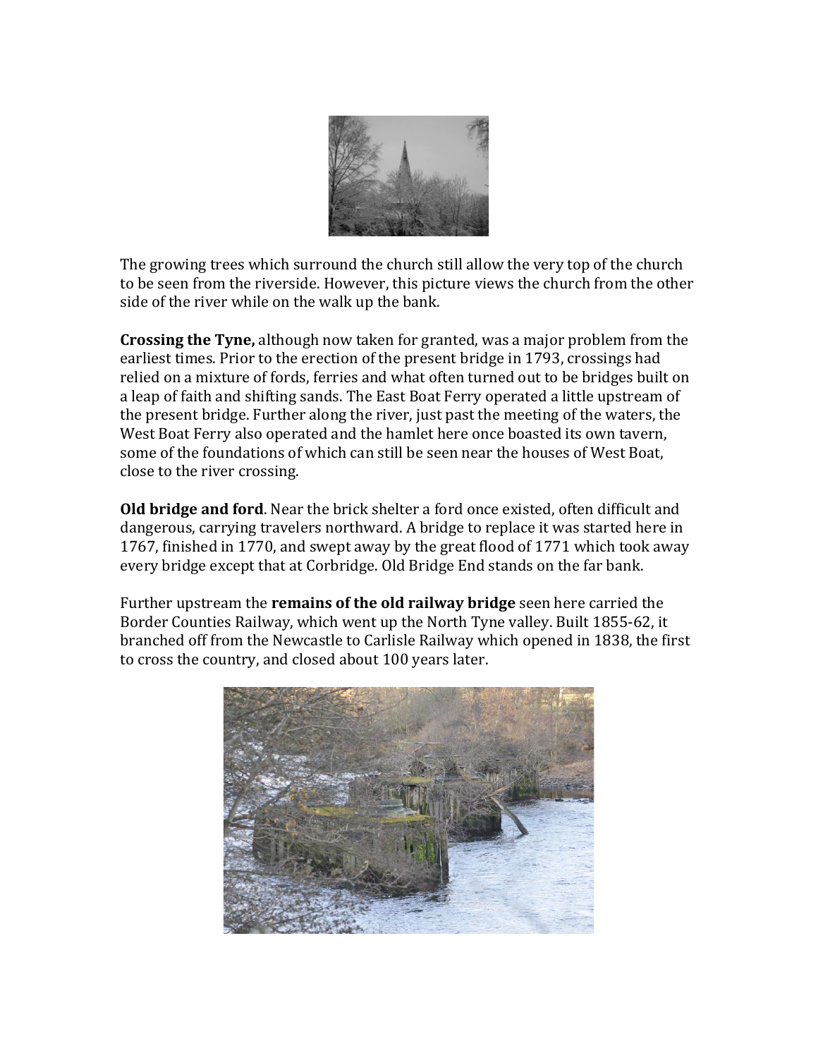The growing trees which surround the church still allow the very top of the church to be seen from the riverside. However, this picture views the church from the other side of the river while on the walk up the bank.

**Crossing the Tyne,** although now taken for granted, was a major problem from the earliest times. Prior to the erection of the present bridge in 1793, crossings had relied on a mixture of fords, ferries and what often turned out to be bridges built on a leap of faith and shifting sands. The East Boat Ferry operated a little upstream of the present bridge. Further along the river, just past the meeting of the waters, the West Boat Ferry also operated and the hamlet here once boasted its own tavern, some of the foundations of which can still be seen near the houses of West Boat, close to the river crossing.

**Old bridge and ford**. Near the brick shelter a ford once existed, often difficult and dangerous, carrying travelers northward. A bridge to replace it was started here in 1767, finished in 1770, and swept away by the great flood of 1771 which took away every bridge except that at Corbridge. Old Bridge End stands on the far bank.

Further upstream the **remains of the old railway bridge** seen here carried the Border Counties Railway, which went up the North Tyne valley. Built 1855-62, it branched off from the Newcastle to Carlisle Railway which opened in 1838, the first to cross the country, and closed about 100 years later.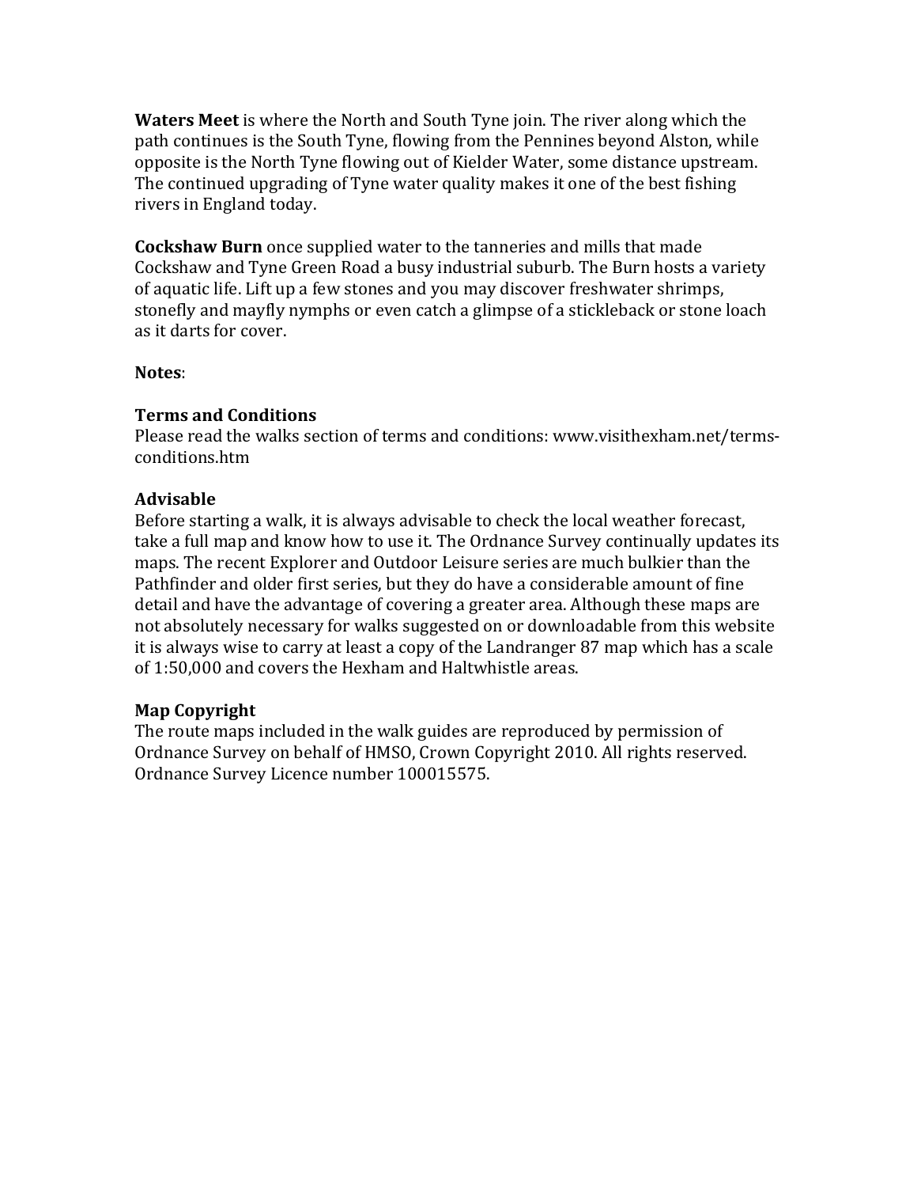**Waters Meet** is where the North and South Tyne join. The river along which the path continues is the South Tyne, flowing from the Pennines beyond Alston, while opposite is the North Tyne flowing out of Kielder Water, some distance upstream. The continued upgrading of Tyne water quality makes it one of the best fishing rivers in England today.

**Cockshaw Burn** once supplied water to the tanneries and mills that made Cockshaw and Tyne Green Road a busy industrial suburb. The Burn hosts a variety of aquatic life. Lift up a few stones and you may discover freshwater shrimps, stonefly and mayfly nymphs or even catch a glimpse of a stickleback or stone loach as it darts for cover.

**Notes**:

**Terms and Conditions**
Please read the walks section of terms and conditions: www.visithexham.net/terms-conditions.htm

**Advisable**
Before starting a walk, it is always advisable to check the local weather forecast, take a full map and know how to use it. The Ordnance Survey continually updates its maps. The recent Explorer and Outdoor Leisure series are much bulkier than the Pathfinder and older first series, but they do have a considerable amount of fine detail and have the advantage of covering a greater area. Although these maps are not absolutely necessary for walks suggested on or downloadable from this website it is always wise to carry at least a copy of the Landranger 87 map which has a scale of 1:50,000 and covers the Hexham and Haltwhistle areas.

**Map Copyright**
The route maps included in the walk guides are reproduced by permission of Ordnance Survey on behalf of HMSO, Crown Copyright 2010. All rights reserved. Ordnance Survey Licence number 100015575.